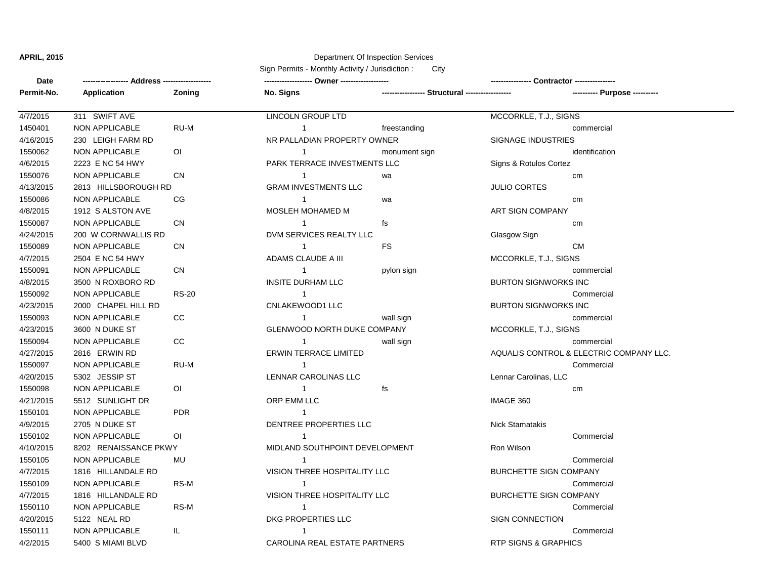**APRIL, 2015**

Department Of Inspection Services

Sign Permits - Monthly Activity / Jurisdiction : City

| Date | ------------------ Address ------------------ | | ------------------ Owner ------------------ | | --------------- Contractor --------------- | |
|---|---|---|---|---|---|---|
| Permit-No. | Application | Zoning | No. Signs | ---------------- Structural ---------------- | | --------- Purpose --------- |
| 4/7/2015 | 311 SWIFT AVE | | LINCOLN GROUP LTD | | MCCORKLE, T.J., SIGNS | |
| 1450401 | NON APPLICABLE | RU-M | 1 | freestanding | | commercial |
| 4/16/2015 | 230 LEIGH FARM RD | | NR PALLADIAN PROPERTY OWNER | | SIGNAGE INDUSTRIES | |
| 1550062 | NON APPLICABLE | OI | 1 | monument sign | | identification |
| 4/6/2015 | 2223 E NC 54 HWY | | PARK TERRACE INVESTMENTS LLC | | Signs & Rotulos Cortez | |
| 1550076 | NON APPLICABLE | CN | 1 | wa | | cm |
| 4/13/2015 | 2813 HILLSBOROUGH RD | | GRAM INVESTMENTS LLC | | JULIO CORTES | |
| 1550086 | NON APPLICABLE | CG | 1 | wa | | cm |
| 4/8/2015 | 1912 S ALSTON AVE | | MOSLEH MOHAMED M | | ART SIGN COMPANY | |
| 1550087 | NON APPLICABLE | CN | 1 | fs | | cm |
| 4/24/2015 | 200 W CORNWALLIS RD | | DVM SERVICES REALTY LLC | | Glasgow Sign | |
| 1550089 | NON APPLICABLE | CN | 1 | FS | | CM |
| 4/7/2015 | 2504 E NC 54 HWY | | ADAMS CLAUDE A III | | MCCORKLE, T.J., SIGNS | |
| 1550091 | NON APPLICABLE | CN | 1 | pylon sign | | commercial |
| 4/8/2015 | 3500 N ROXBORO RD | | INSITE DURHAM LLC | | BURTON SIGNWORKS INC | |
| 1550092 | NON APPLICABLE | RS-20 | 1 | | | Commercial |
| 4/23/2015 | 2000 CHAPEL HILL RD | | CNLAKEWOOD1 LLC | | BURTON SIGNWORKS INC | |
| 1550093 | NON APPLICABLE | CC | 1 | wall sign | | commercial |
| 4/23/2015 | 3600 N DUKE ST | | GLENWOOD NORTH DUKE COMPANY | | MCCORKLE, T.J., SIGNS | |
| 1550094 | NON APPLICABLE | CC | 1 | wall sign | | commercial |
| 4/27/2015 | 2816 ERWIN RD | | ERWIN TERRACE LIMITED | | AQUALIS CONTROL & ELECTRIC COMPANY LLC. | |
| 1550097 | NON APPLICABLE | RU-M | 1 | | | Commercial |
| 4/20/2015 | 5302 JESSIP ST | | LENNAR CAROLINAS LLC | | Lennar Carolinas, LLC | |
| 1550098 | NON APPLICABLE | OI | 1 | fs | | cm |
| 4/21/2015 | 5512 SUNLIGHT DR | | ORP EMM LLC | | IMAGE 360 | |
| 1550101 | NON APPLICABLE | PDR | 1 | | | |
| 4/9/2015 | 2705 N DUKE ST | | DENTREE PROPERTIES LLC | | Nick Stamatakis | |
| 1550102 | NON APPLICABLE | OI | 1 | | | Commercial |
| 4/10/2015 | 8202 RENAISSANCE PKWY | | MIDLAND SOUTHPOINT DEVELOPMENT | | Ron Wilson | |
| 1550105 | NON APPLICABLE | MU | 1 | | | Commercial |
| 4/7/2015 | 1816 HILLANDALE RD | | VISION THREE HOSPITALITY LLC | | BURCHETTE SIGN COMPANY | |
| 1550109 | NON APPLICABLE | RS-M | 1 | | | Commercial |
| 4/7/2015 | 1816 HILLANDALE RD | | VISION THREE HOSPITALITY LLC | | BURCHETTE SIGN COMPANY | |
| 1550110 | NON APPLICABLE | RS-M | 1 | | | Commercial |
| 4/20/2015 | 5122 NEAL RD | | DKG PROPERTIES LLC | | SIGN CONNECTION | |
| 1550111 | NON APPLICABLE | IL | 1 | | | Commercial |
| 4/2/2015 | 5400 S MIAMI BLVD | | CAROLINA REAL ESTATE PARTNERS | | RTP SIGNS & GRAPHICS | |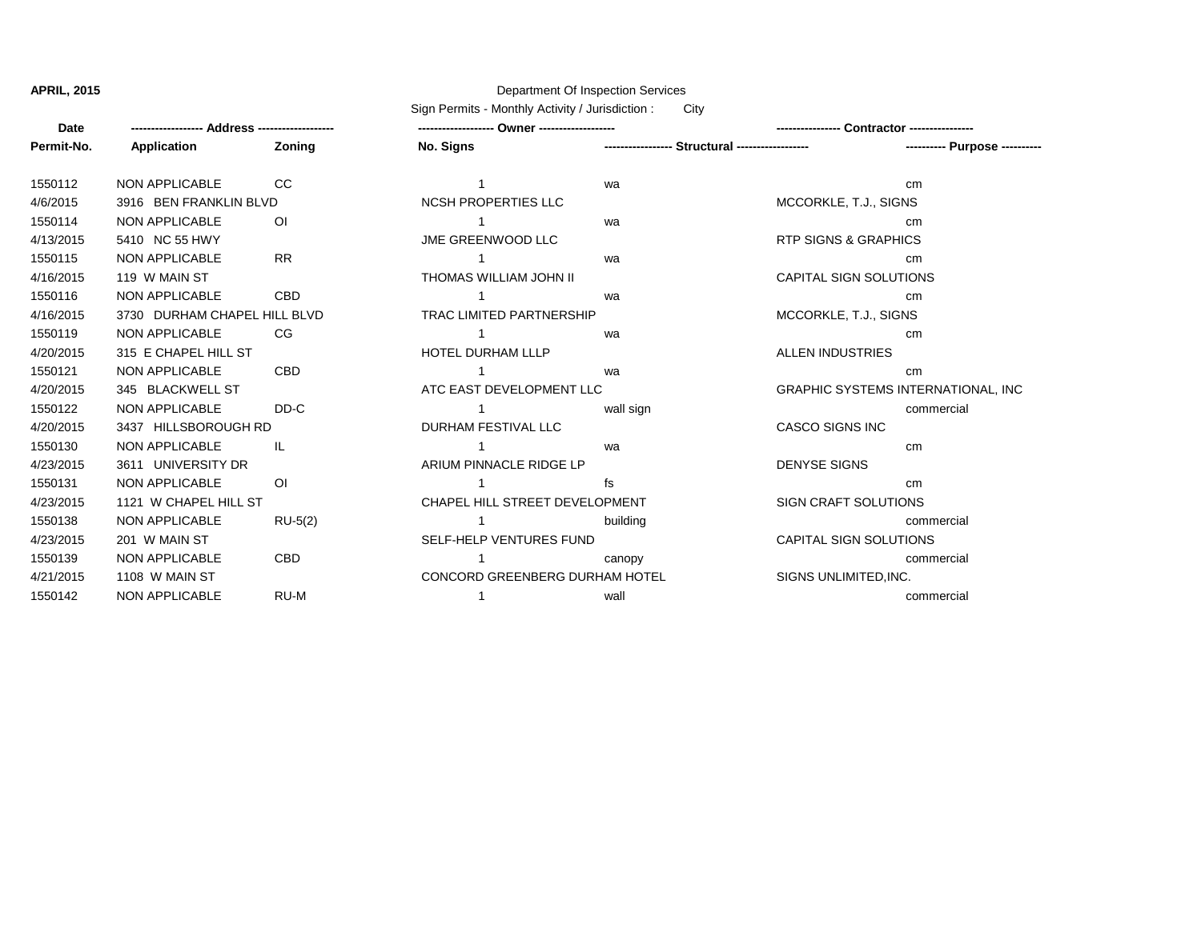**APRIL, 2015**

Department Of Inspection Services

Sign Permits - Monthly Activity / Jurisdiction : City

| Date | ------------------ Address ------------------- | | ------------------- Owner ------------------- | | ---------------- Contractor ---------------- |
|---|---|---|---|---|---|
| Permit-No. | Application | Zoning | No. Signs | ----------------- Structural ------------------ | ---------- Purpose ---------- |
| 1550112 | NON APPLICABLE | CC | 1 | wa | cm |
| 4/6/2015 | 3916 BEN FRANKLIN BLVD | | NCSH PROPERTIES LLC | | MCCORKLE, T.J., SIGNS |
| 1550114 | NON APPLICABLE | OI | 1 | wa | cm |
| 4/13/2015 | 5410 NC 55 HWY | | JME GREENWOOD LLC | | RTP SIGNS & GRAPHICS |
| 1550115 | NON APPLICABLE | RR | 1 | wa | cm |
| 4/16/2015 | 119 W MAIN ST | | THOMAS WILLIAM JOHN II | | CAPITAL SIGN SOLUTIONS |
| 1550116 | NON APPLICABLE | CBD | 1 | wa | cm |
| 4/16/2015 | 3730 DURHAM CHAPEL HILL BLVD | | TRAC LIMITED PARTNERSHIP | | MCCORKLE, T.J., SIGNS |
| 1550119 | NON APPLICABLE | CG | 1 | wa | cm |
| 4/20/2015 | 315 E CHAPEL HILL ST | | HOTEL DURHAM LLLP | | ALLEN INDUSTRIES |
| 1550121 | NON APPLICABLE | CBD | 1 | wa | cm |
| 4/20/2015 | 345 BLACKWELL ST | | ATC EAST DEVELOPMENT LLC | | GRAPHIC SYSTEMS INTERNATIONAL, INC |
| 1550122 | NON APPLICABLE | DD-C | 1 | wall sign | commercial |
| 4/20/2015 | 3437 HILLSBOROUGH RD | | DURHAM FESTIVAL LLC | | CASCO SIGNS INC |
| 1550130 | NON APPLICABLE | IL | 1 | wa | cm |
| 4/23/2015 | 3611 UNIVERSITY DR | | ARIUM PINNACLE RIDGE LP | | DENYSE SIGNS |
| 1550131 | NON APPLICABLE | OI | 1 | fs | cm |
| 4/23/2015 | 1121 W CHAPEL HILL ST | | CHAPEL HILL STREET DEVELOPMENT | | SIGN CRAFT SOLUTIONS |
| 1550138 | NON APPLICABLE | RU-5(2) | 1 | building | commercial |
| 4/23/2015 | 201 W MAIN ST | | SELF-HELP VENTURES FUND | | CAPITAL SIGN SOLUTIONS |
| 1550139 | NON APPLICABLE | CBD | 1 | canopy | commercial |
| 4/21/2015 | 1108 W MAIN ST | | CONCORD GREENBERG DURHAM HOTEL | | SIGNS UNLIMITED,INC. |
| 1550142 | NON APPLICABLE | RU-M | 1 | wall | commercial |